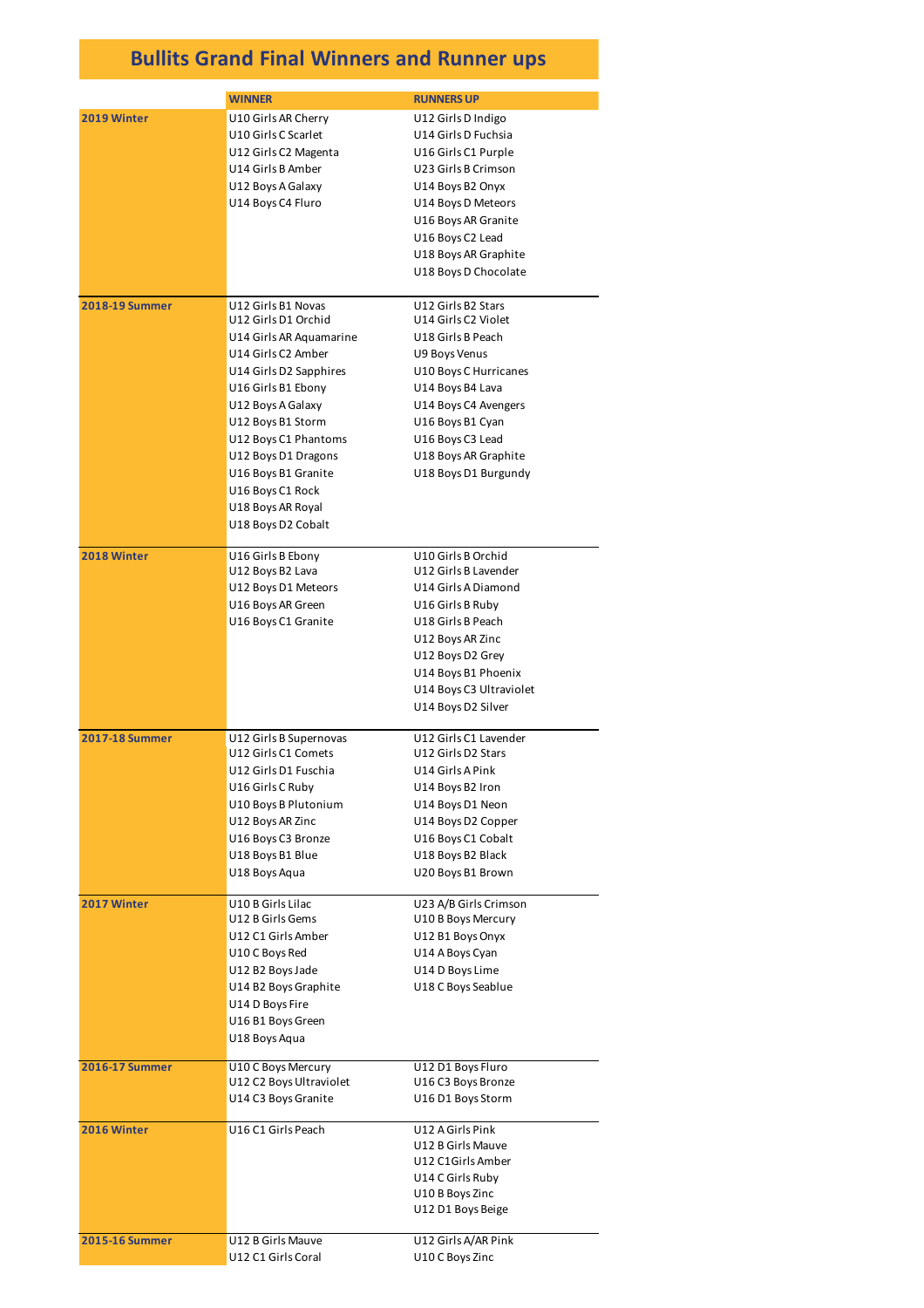# Bullits Grand Final Winners and Runner ups

| | WINNER | RUNNERS UP |
|---|---|---|
| **2019 Winter** | U10 Girls AR Cherry | U12 Girls D Indigo |
| | U10 Girls C Scarlet | U14 Girls D Fuchsia |
| | U12 Girls C2 Magenta | U16 Girls C1 Purple |
| | U14 Girls B Amber | U23 Girls B Crimson |
| | U12 Boys A Galaxy | U14 Boys B2 Onyx |
| | U14 Boys C4 Fluro | U14 Boys D Meteors |
| | | U16 Boys AR Granite |
| | | U16 Boys C2 Lead |
| | | U18 Boys AR Graphite |
| | | U18 Boys D Chocolate |
| **2018-19 Summer** | U12 Girls B1 Novas | U12 Girls B2 Stars |
| | U12 Girls D1 Orchid | U14 Girls C2 Violet |
| | U14 Girls AR Aquamarine | U18 Girls B Peach |
| | U14 Girls C2 Amber | U9 Boys Venus |
| | U14 Girls D2 Sapphires | U10 Boys C Hurricanes |
| | U16 Girls B1 Ebony | U14 Boys B4 Lava |
| | U12 Boys A Galaxy | U14 Boys C4 Avengers |
| | U12 Boys B1 Storm | U16 Boys B1 Cyan |
| | U12 Boys C1 Phantoms | U16 Boys C3 Lead |
| | U12 Boys D1 Dragons | U18 Boys AR Graphite |
| | U16 Boys B1 Granite | U18 Boys D1 Burgundy |
| | U16 Boys C1 Rock | |
| | U18 Boys AR Royal | |
| | U18 Boys D2 Cobalt | |
| **2018 Winter** | U16 Girls B Ebony | U10 Girls B Orchid |
| | U12 Boys B2 Lava | U12 Girls B Lavender |
| | U12 Boys D1 Meteors | U14 Girls A Diamond |
| | U16 Boys AR Green | U16 Girls B Ruby |
| | U16 Boys C1 Granite | U18 Girls B Peach |
| | | U12 Boys AR Zinc |
| | | U12 Boys D2 Grey |
| | | U14 Boys B1 Phoenix |
| | | U14 Boys C3 Ultraviolet |
| | | U14 Boys D2 Silver |
| **2017-18 Summer** | U12 Girls B Supernovas | U12 Girls C1 Lavender |
| | U12 Girls C1 Comets | U12 Girls D2 Stars |
| | U12 Girls D1 Fuschia | U14 Girls A Pink |
| | U16 Girls C Ruby | U14 Boys B2 Iron |
| | U10 Boys B Plutonium | U14 Boys D1 Neon |
| | U12 Boys AR Zinc | U14 Boys D2 Copper |
| | U16 Boys C3 Bronze | U16 Boys C1 Cobalt |
| | U18 Boys B1 Blue | U18 Boys B2 Black |
| | U18 Boys Aqua | U20 Boys B1 Brown |
| **2017 Winter** | U10 B Girls Lilac | U23 A/B Girls Crimson |
| | U12 B Girls Gems | U10 B Boys Mercury |
| | U12 C1 Girls Amber | U12 B1 Boys Onyx |
| | U10 C Boys Red | U14 A Boys Cyan |
| | U12 B2 Boys Jade | U14 D Boys Lime |
| | U14 B2 Boys Graphite | U18 C Boys Seablue |
| | U14 D Boys Fire | |
| | U16 B1 Boys Green | |
| | U18 Boys Aqua | |
| **2016-17 Summer** | U10 C Boys Mercury | U12 D1 Boys Fluro |
| | U12 C2 Boys Ultraviolet | U16 C3 Boys Bronze |
| | U14 C3 Boys Granite | U16 D1 Boys Storm |
| **2016 Winter** | U16 C1 Girls Peach | U12 A Girls Pink |
| | | U12 B Girls Mauve |
| | | U12 C1Girls Amber |
| | | U14 C Girls Ruby |
| | | U10 B Boys Zinc |
| | | U12 D1 Boys Beige |
| **2015-16 Summer** | U12 B Girls Mauve | U12 Girls A/AR Pink |
| | U12 C1 Girls Coral | U10 C Boys Zinc |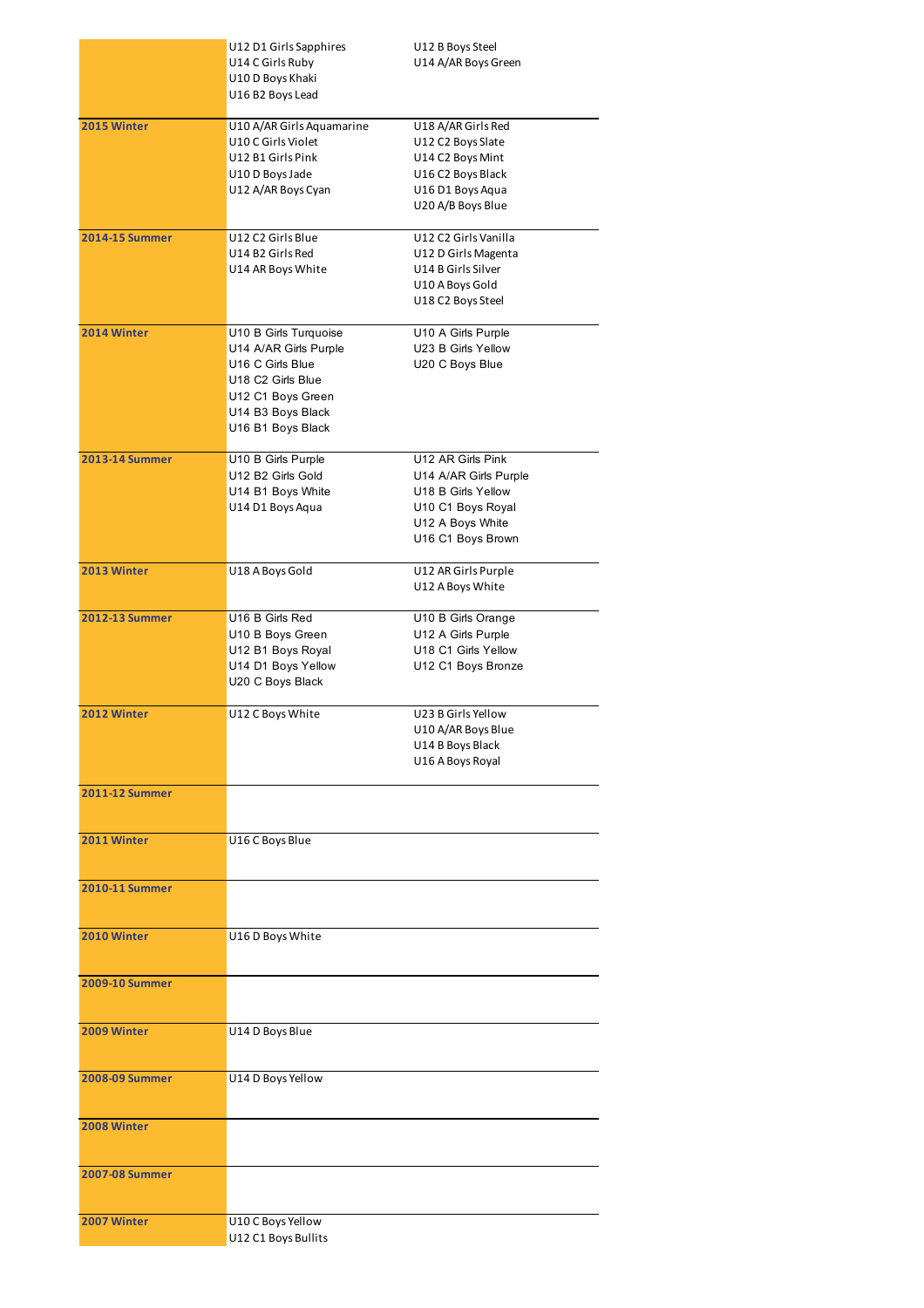| | | |
|---|---|---|
| | U12 D1 Girls Sapphires<br>U14 C Girls Ruby<br>U10 D Boys Khaki<br>U16 B2 Boys Lead | U12 B Boys Steel<br>U14 A/AR Boys Green |
| **2015 Winter** | U10 A/AR Girls Aquamarine<br>U10 C Girls Violet<br>U12 B1 Girls Pink<br>U10 D Boys Jade<br>U12 A/AR Boys Cyan | U18 A/AR Girls Red<br>U12 C2 Boys Slate<br>U14 C2 Boys Mint<br>U16 C2 Boys Black<br>U16 D1 Boys Aqua<br>U20 A/B Boys Blue |
| **2014-15 Summer** | U12 C2 Girls Blue<br>U14 B2 Girls Red<br>U14 AR Boys White | U12 C2 Girls Vanilla<br>U12 D Girls Magenta<br>U14 B Girls Silver<br>U10 A Boys Gold<br>U18 C2 Boys Steel |
| **2014 Winter** | U10 B Girls Turquoise<br>U14 A/AR Girls Purple<br>U16 C Girls Blue<br>U18 C2 Girls Blue<br>U12 C1 Boys Green<br>U14 B3 Boys Black<br>U16 B1 Boys Black | U10 A Girls Purple<br>U23 B Girls Yellow<br>U20 C Boys Blue |
| **2013-14 Summer** | U10 B Girls Purple<br>U12 B2 Girls Gold<br>U14 B1 Boys White<br>U14 D1 Boys Aqua | U12 AR Girls Pink<br>U14 A/AR Girls Purple<br>U18 B Girls Yellow<br>U10 C1 Boys Royal<br>U12 A Boys White<br>U16 C1 Boys Brown |
| **2013 Winter** | U18 A Boys Gold | U12 AR Girls Purple<br>U12 A Boys White |
| **2012-13 Summer** | U16 B Girls Red<br>U10 B Boys Green<br>U12 B1 Boys Royal<br>U14 D1 Boys Yellow<br>U20 C Boys Black | U10 B Girls Orange<br>U12 A Girls Purple<br>U18 C1 Girls Yellow<br>U12 C1 Boys Bronze |
| **2012 Winter** | U12 C Boys White | U23 B Girls Yellow<br>U10 A/AR Boys Blue<br>U14 B Boys Black<br>U16 A Boys Royal |
| **2011-12 Summer** | | |
| **2011 Winter** | U16 C Boys Blue | |
| **2010-11 Summer** | | |
| **2010 Winter** | U16 D Boys White | |
| **2009-10 Summer** | | |
| **2009 Winter** | U14 D Boys Blue | |
| **2008-09 Summer** | U14 D Boys Yellow | |
| **2008 Winter** | | |
| **2007-08 Summer** | | |
| **2007 Winter** | U10 C Boys Yellow<br>U12 C1 Boys Bullits | |